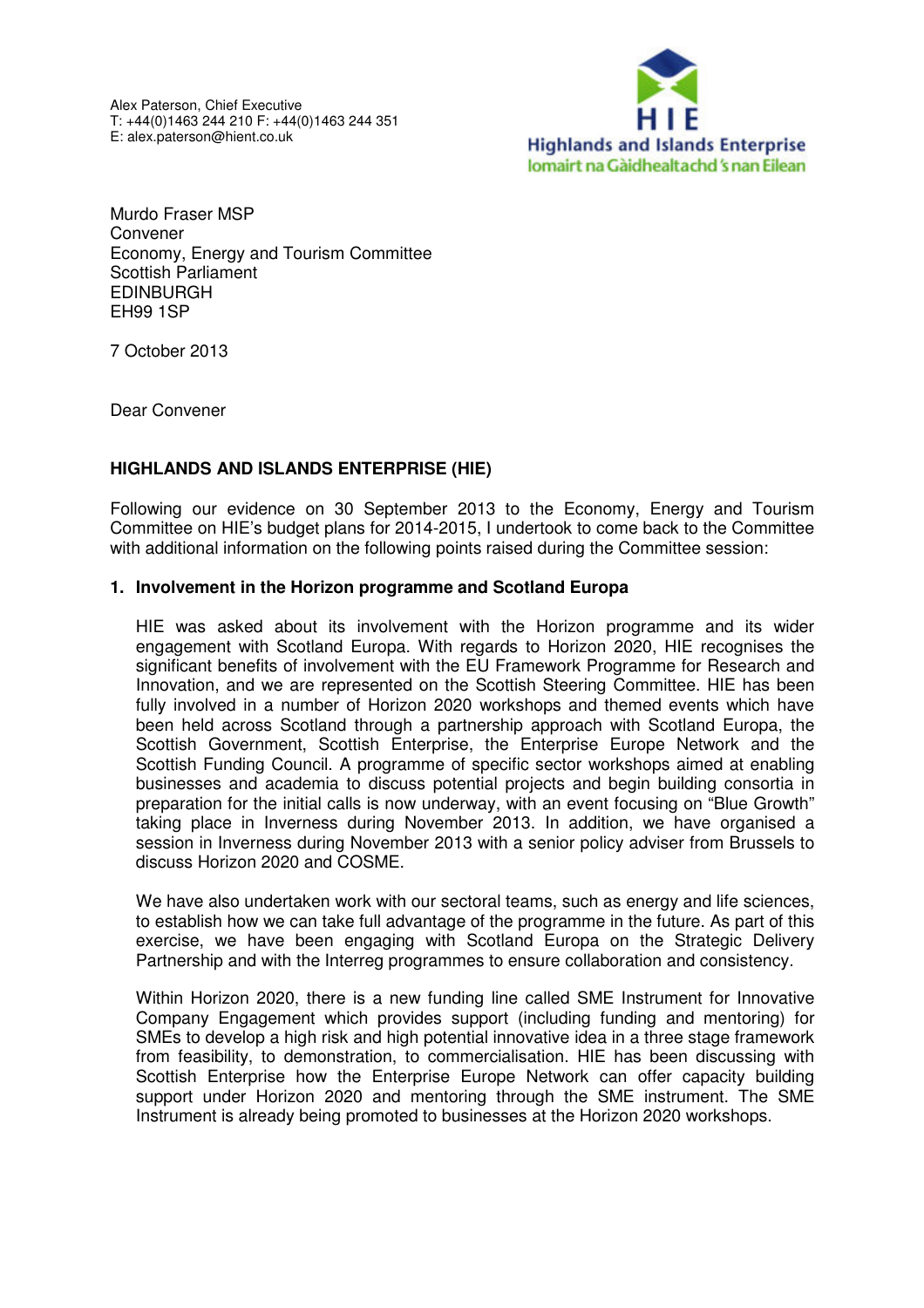Alex Paterson, Chief Executive
T: +44(0)1463 244 210 F: +44(0)1463 244 351
E: alex.paterson@hient.co.uk

HIE
Highlands and Islands Enterprise
Iomairt na Gàidhealtachd 's nan Eilean

Murdo Fraser MSP
Convener
Economy, Energy and Tourism Committee
Scottish Parliament
EDINBURGH
EH99 1SP

7 October 2013

Dear Convener

**HIGHLANDS AND ISLANDS ENTERPRISE (HIE)**

Following our evidence on 30 September 2013 to the Economy, Energy and Tourism Committee on HIE's budget plans for 2014-2015, I undertook to come back to the Committee with additional information on the following points raised during the Committee session:

**1. Involvement in the Horizon programme and Scotland Europa**

HIE was asked about its involvement with the Horizon programme and its wider engagement with Scotland Europa. With regards to Horizon 2020, HIE recognises the significant benefits of involvement with the EU Framework Programme for Research and Innovation, and we are represented on the Scottish Steering Committee. HIE has been fully involved in a number of Horizon 2020 workshops and themed events which have been held across Scotland through a partnership approach with Scotland Europa, the Scottish Government, Scottish Enterprise, the Enterprise Europe Network and the Scottish Funding Council. A programme of specific sector workshops aimed at enabling businesses and academia to discuss potential projects and begin building consortia in preparation for the initial calls is now underway, with an event focusing on "Blue Growth" taking place in Inverness during November 2013. In addition, we have organised a session in Inverness during November 2013 with a senior policy adviser from Brussels to discuss Horizon 2020 and COSME.

We have also undertaken work with our sectoral teams, such as energy and life sciences, to establish how we can take full advantage of the programme in the future. As part of this exercise, we have been engaging with Scotland Europa on the Strategic Delivery Partnership and with the Interreg programmes to ensure collaboration and consistency.

Within Horizon 2020, there is a new funding line called SME Instrument for Innovative Company Engagement which provides support (including funding and mentoring) for SMEs to develop a high risk and high potential innovative idea in a three stage framework from feasibility, to demonstration, to commercialisation. HIE has been discussing with Scottish Enterprise how the Enterprise Europe Network can offer capacity building support under Horizon 2020 and mentoring through the SME instrument. The SME Instrument is already being promoted to businesses at the Horizon 2020 workshops.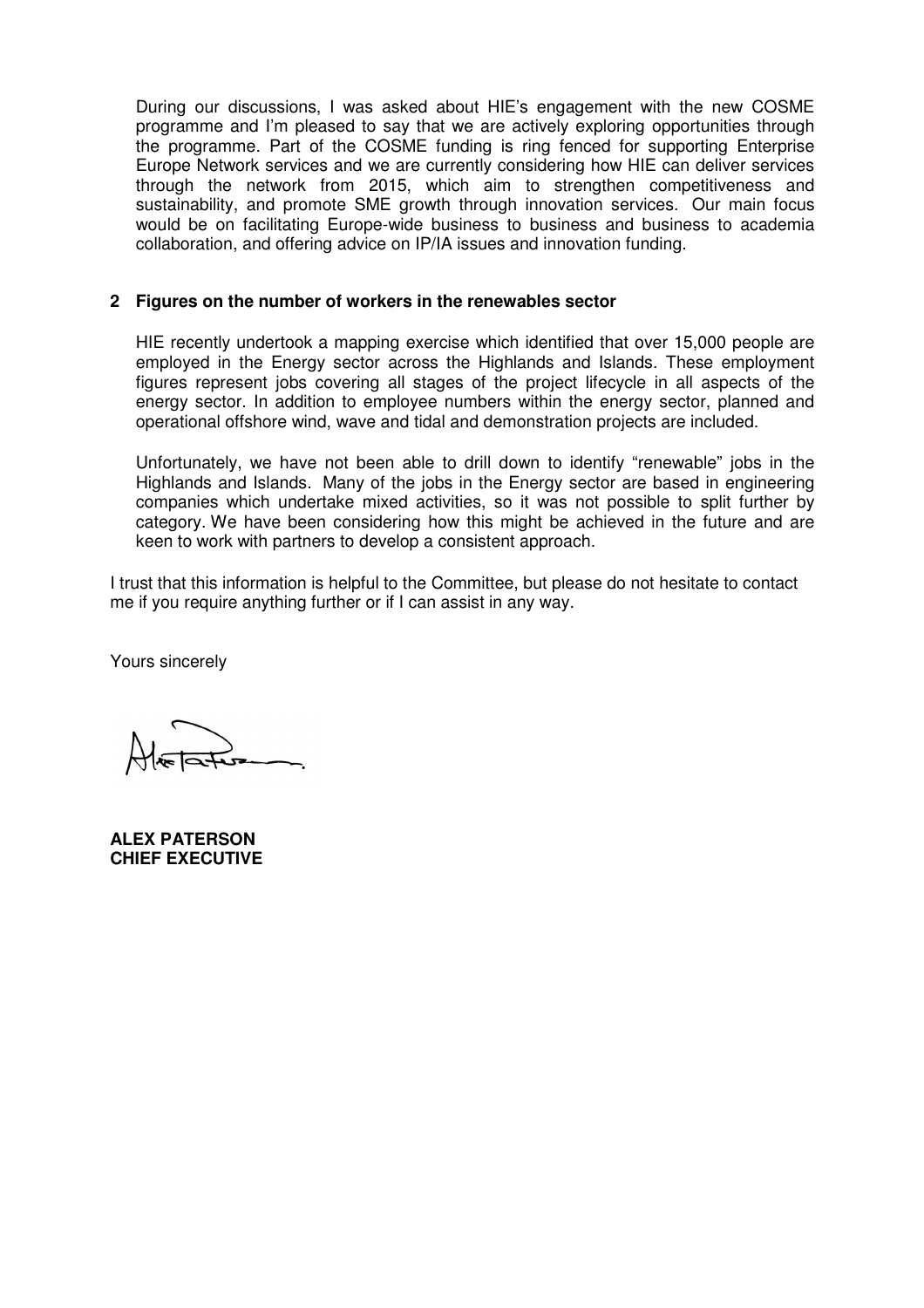During our discussions, I was asked about HIE's engagement with the new COSME programme and I'm pleased to say that we are actively exploring opportunities through the programme. Part of the COSME funding is ring fenced for supporting Enterprise Europe Network services and we are currently considering how HIE can deliver services through the network from 2015, which aim to strengthen competitiveness and sustainability, and promote SME growth through innovation services. Our main focus would be on facilitating Europe-wide business to business and business to academia collaboration, and offering advice on IP/IA issues and innovation funding.

**2 Figures on the number of workers in the renewables sector**

HIE recently undertook a mapping exercise which identified that over 15,000 people are employed in the Energy sector across the Highlands and Islands. These employment figures represent jobs covering all stages of the project lifecycle in all aspects of the energy sector. In addition to employee numbers within the energy sector, planned and operational offshore wind, wave and tidal and demonstration projects are included.

Unfortunately, we have not been able to drill down to identify "renewable" jobs in the Highlands and Islands. Many of the jobs in the Energy sector are based in engineering companies which undertake mixed activities, so it was not possible to split further by category. We have been considering how this might be achieved in the future and are keen to work with partners to develop a consistent approach.

I trust that this information is helpful to the Committee, but please do not hesitate to contact me if you require anything further or if I can assist in any way.

Yours sincerely

**ALEX PATERSON**
**CHIEF EXECUTIVE**